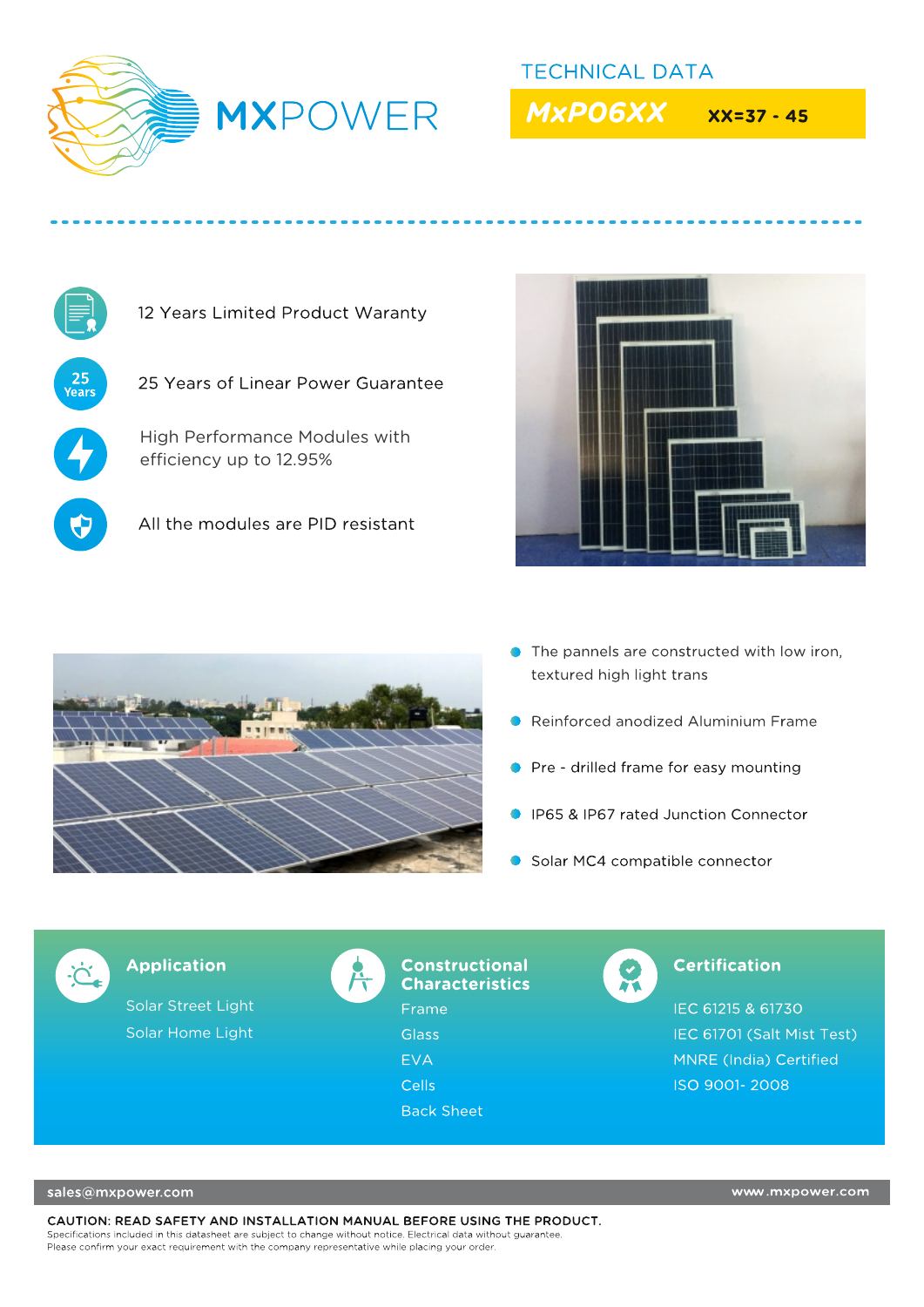# MXPOWER

## TECHNICAL DATA

**MxP06XX** **XX=37 - 45**

- 12 Years Limited Product Waranty
- 25 Years of Linear Power Guarantee
- High Performance Modules with efficiency up to 12.95%
- All the modules are PID resistant

- The pannels are constructed with low iron, textured high light trans
- Reinforced anodized Aluminium Frame
- Pre - drilled frame for easy mounting
- IP65 & IP67 rated Junction Connector
- Solar MC4 compatible connector

### Application

Solar Street Light
Solar Home Light

### Constructional Characteristics

Frame
Glass
EVA
Cells
Back Sheet

### Certification

IEC 61215 & 61730
IEC 61701 (Salt Mist Test)
MNRE (India) Certified
ISO 9001- 2008

sales@mxpower.com www.mxpower.com

**CAUTION: READ SAFETY AND INSTALLATION MANUAL BEFORE USING THE PRODUCT.**
Specifications included in this datasheet are subject to change without notice. Electrical data without guarantee.
Please confirm your exact requirement with the company representative while placing your order.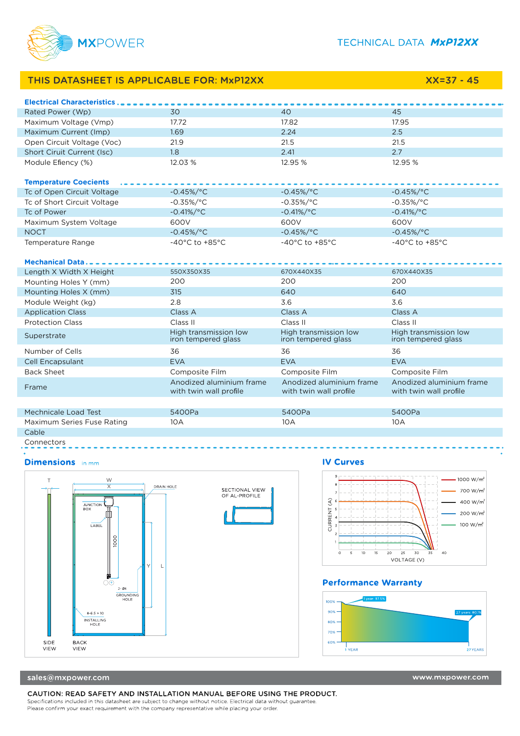MXPOWER

TECHNICAL DATA *MxP12XX*

## THIS DATASHEET IS APPLICABLE FOR: MxP12XX XX=37 - 45

| | | | |
|---|---|---|---|
| **Electrical Characteristics** | | | |
| Rated Power (Wp) | 30 | 40 | 45 |
| Maximum Voltage (Vmp) | 17.72 | 17.82 | 17.95 |
| Maximum Current (Imp) | 1.69 | 2.24 | 2.5 |
| Open Circuit Voltage (Voc) | 21.9 | 21.5 | 21.5 |
| Short Ciruit Current (Isc) | 1.8 | 2.41 | 2.7 |
| Module Efiency (%) | 12.03 % | 12.95 % | 12.95 % |
| **Temperature Coecients** | | | |
| Tc of Open Circuit Voltage | -0.45%/°C | -0.45%/°C | -0.45%/°C |
| Tc of Short Circuit Voltage | -0.35%/°C | -0.35%/°C | -0.35%/°C |
| Tc of Power | -0.41%/°C | -0.41%/°C | -0.41%/°C |
| Maximum System Voltage | 600V | 600V | 600V |
| NOCT | -0.45%/°C | -0.45%/°C | -0.45%/°C |
| Temperature Range | -40°C to +85°C | -40°C to +85°C | -40°C to +85°C |
| **Mechanical Data** | | | |
| Length X Width X Height | 550X350X35 | 670X440X35 | 670X440X35 |
| Mounting Holes Y (mm) | 200 | 200 | 200 |
| Mounting Holes X (mm) | 315 | 640 | 640 |
| Module Weight (kg) | 2.8 | 3.6 | 3.6 |
| Application Class | Class A | Class A | Class A |
| Protection Class | Class II | Class II | Class II |
| Superstrate | High transmission low iron tempered glass | High transmission low iron tempered glass | High transmission low iron tempered glass |
| Number of Cells | 36 | 36 | 36 |
| Cell Encapsulant | EVA | EVA | EVA |
| Back Sheet | Composite Film | Composite Film | Composite Film |
| Frame | Anodized aluminium frame with twin wall profile | Anodized aluminium frame with twin wall profile | Anodized aluminium frame with twin wall profile |
| Mechnicale Load Test | 5400Pa | 5400Pa | 5400Pa |
| Maximum Series Fuse Rating | 10A | 10A | 10A |
| Cable | | | |
| Connectors | | | |

## Dimensions in mm

T
W
X
DRAIN HOLE
JUNCTION BOX
LABEL
1000
Y
L
2- Ø4
GROUNDING HOLE
8-6.5 × 10
INSTALLING HOLE
SIDE VIEW
BACK VIEW
SECTIONAL VIEW OF AL-PROFILE

## IV Curves

CURRENT (A)
VOLTAGE (V)
0 5 10 15 20 25 30 35 40
1 2 3 4 5 6 7 8 9
1000 W/m²
700 W/m²
400 W/m²
200 W/m²
100 W/m²

## Performance Warranty

100%
90%
80%
70%
60%
1 year: 97.5%
27 years: 80.1%
1 YEAR
27 YEARS

sales@mxpower.com

www.mxpower.com

**CAUTION: READ SAFETY AND INSTALLATION MANUAL BEFORE USING THE PRODUCT.**
Specifications included in this datasheet are subject to change without notice. Electrical data without guarantee.
Please confirm your exact requirement with the company representative while placing your order.